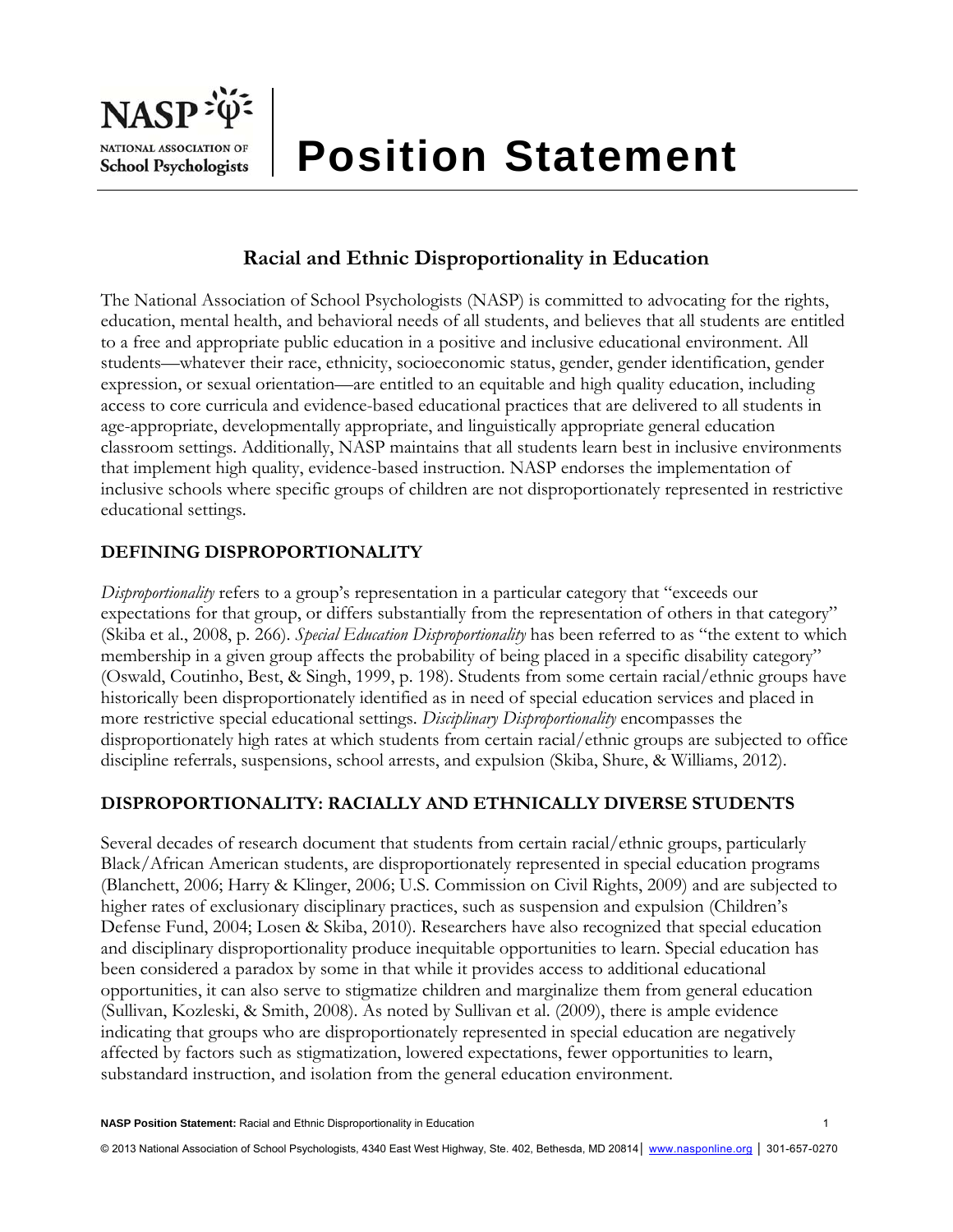# Position Statement

## Racial and Ethnic Disproportionality in Education

The National Association of School Psychologists (NASP) is committed to advocating for the rights, education, mental health, and behavioral needs of all students, and believes that all students are entitled to a free and appropriate public education in a positive and inclusive educational environment. All students—whatever their race, ethnicity, socioeconomic status, gender, gender identification, gender expression, or sexual orientation—are entitled to an equitable and high quality education, including access to core curricula and evidence-based educational practices that are delivered to all students in age-appropriate, developmentally appropriate, and linguistically appropriate general education classroom settings. Additionally, NASP maintains that all students learn best in inclusive environments that implement high quality, evidence-based instruction. NASP endorses the implementation of inclusive schools where specific groups of children are not disproportionately represented in restrictive educational settings.

### DEFINING DISPROPORTIONALITY

*Disproportionality* refers to a group's representation in a particular category that "exceeds our expectations for that group, or differs substantially from the representation of others in that category" (Skiba et al., 2008, p. 266). *Special Education Disproportionality* has been referred to as "the extent to which membership in a given group affects the probability of being placed in a specific disability category" (Oswald, Coutinho, Best, & Singh, 1999, p. 198). Students from some certain racial/ethnic groups have historically been disproportionately identified as in need of special education services and placed in more restrictive special educational settings. *Disciplinary Disproportionality* encompasses the disproportionately high rates at which students from certain racial/ethnic groups are subjected to office discipline referrals, suspensions, school arrests, and expulsion (Skiba, Shure, & Williams, 2012).

### DISPROPORTIONALITY: RACIALLY AND ETHNICALLY DIVERSE STUDENTS

Several decades of research document that students from certain racial/ethnic groups, particularly Black/African American students, are disproportionately represented in special education programs (Blanchett, 2006; Harry & Klinger, 2006; U.S. Commission on Civil Rights, 2009) and are subjected to higher rates of exclusionary disciplinary practices, such as suspension and expulsion (Children's Defense Fund, 2004; Losen & Skiba, 2010). Researchers have also recognized that special education and disciplinary disproportionality produce inequitable opportunities to learn. Special education has been considered a paradox by some in that while it provides access to additional educational opportunities, it can also serve to stigmatize children and marginalize them from general education (Sullivan, Kozleski, & Smith, 2008). As noted by Sullivan et al. (2009), there is ample evidence indicating that groups who are disproportionately represented in special education are negatively affected by factors such as stigmatization, lowered expectations, fewer opportunities to learn, substandard instruction, and isolation from the general education environment.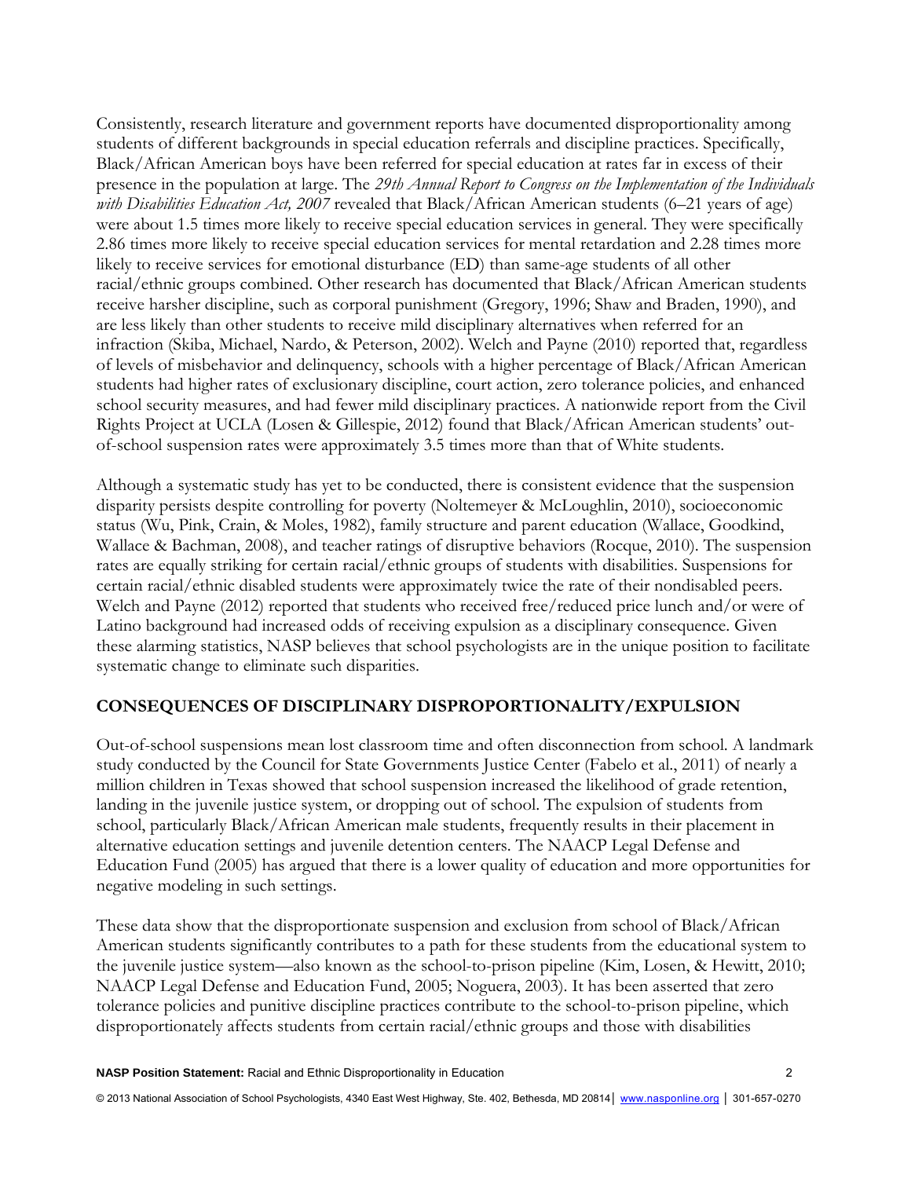Consistently, research literature and government reports have documented disproportionality among students of different backgrounds in special education referrals and discipline practices. Specifically, Black/African American boys have been referred for special education at rates far in excess of their presence in the population at large. The *29th Annual Report to Congress on the Implementation of the Individuals with Disabilities Education Act, 2007* revealed that Black/African American students (6–21 years of age) were about 1.5 times more likely to receive special education services in general. They were specifically 2.86 times more likely to receive special education services for mental retardation and 2.28 times more likely to receive services for emotional disturbance (ED) than same-age students of all other racial/ethnic groups combined. Other research has documented that Black/African American students receive harsher discipline, such as corporal punishment (Gregory, 1996; Shaw and Braden, 1990), and are less likely than other students to receive mild disciplinary alternatives when referred for an infraction (Skiba, Michael, Nardo, & Peterson, 2002). Welch and Payne (2010) reported that, regardless of levels of misbehavior and delinquency, schools with a higher percentage of Black/African American students had higher rates of exclusionary discipline, court action, zero tolerance policies, and enhanced school security measures, and had fewer mild disciplinary practices. A nationwide report from the Civil Rights Project at UCLA (Losen & Gillespie, 2012) found that Black/African American students' out-of-school suspension rates were approximately 3.5 times more than that of White students.

Although a systematic study has yet to be conducted, there is consistent evidence that the suspension disparity persists despite controlling for poverty (Noltemeyer & McLoughlin, 2010), socioeconomic status (Wu, Pink, Crain, & Moles, 1982), family structure and parent education (Wallace, Goodkind, Wallace & Bachman, 2008), and teacher ratings of disruptive behaviors (Rocque, 2010). The suspension rates are equally striking for certain racial/ethnic groups of students with disabilities. Suspensions for certain racial/ethnic disabled students were approximately twice the rate of their nondisabled peers. Welch and Payne (2012) reported that students who received free/reduced price lunch and/or were of Latino background had increased odds of receiving expulsion as a disciplinary consequence. Given these alarming statistics, NASP believes that school psychologists are in the unique position to facilitate systematic change to eliminate such disparities.

## CONSEQUENCES OF DISCIPLINARY DISPROPORTIONALITY/EXPULSION

Out-of-school suspensions mean lost classroom time and often disconnection from school. A landmark study conducted by the Council for State Governments Justice Center (Fabelo et al., 2011) of nearly a million children in Texas showed that school suspension increased the likelihood of grade retention, landing in the juvenile justice system, or dropping out of school. The expulsion of students from school, particularly Black/African American male students, frequently results in their placement in alternative education settings and juvenile detention centers. The NAACP Legal Defense and Education Fund (2005) has argued that there is a lower quality of education and more opportunities for negative modeling in such settings.

These data show that the disproportionate suspension and exclusion from school of Black/African American students significantly contributes to a path for these students from the educational system to the juvenile justice system—also known as the school-to-prison pipeline (Kim, Losen, & Hewitt, 2010; NAACP Legal Defense and Education Fund, 2005; Noguera, 2003). It has been asserted that zero tolerance policies and punitive discipline practices contribute to the school-to-prison pipeline, which disproportionately affects students from certain racial/ethnic groups and those with disabilities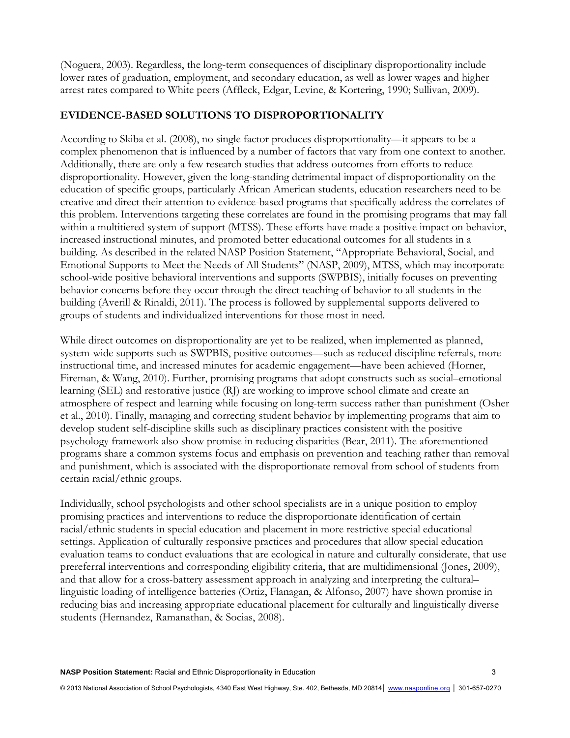(Noguera, 2003). Regardless, the long-term consequences of disciplinary disproportionality include lower rates of graduation, employment, and secondary education, as well as lower wages and higher arrest rates compared to White peers (Affleck, Edgar, Levine, & Kortering, 1990; Sullivan, 2009).

## EVIDENCE-BASED SOLUTIONS TO DISPROPORTIONALITY

According to Skiba et al. (2008), no single factor produces disproportionality—it appears to be a complex phenomenon that is influenced by a number of factors that vary from one context to another. Additionally, there are only a few research studies that address outcomes from efforts to reduce disproportionality. However, given the long-standing detrimental impact of disproportionality on the education of specific groups, particularly African American students, education researchers need to be creative and direct their attention to evidence-based programs that specifically address the correlates of this problem. Interventions targeting these correlates are found in the promising programs that may fall within a multitiered system of support (MTSS). These efforts have made a positive impact on behavior, increased instructional minutes, and promoted better educational outcomes for all students in a building. As described in the related NASP Position Statement, "Appropriate Behavioral, Social, and Emotional Supports to Meet the Needs of All Students" (NASP, 2009), MTSS, which may incorporate school-wide positive behavioral interventions and supports (SWPBIS), initially focuses on preventing behavior concerns before they occur through the direct teaching of behavior to all students in the building (Averill & Rinaldi, 2011). The process is followed by supplemental supports delivered to groups of students and individualized interventions for those most in need.

While direct outcomes on disproportionality are yet to be realized, when implemented as planned, system-wide supports such as SWPBIS, positive outcomes—such as reduced discipline referrals, more instructional time, and increased minutes for academic engagement—have been achieved (Horner, Fireman, & Wang, 2010). Further, promising programs that adopt constructs such as social–emotional learning (SEL) and restorative justice (RJ) are working to improve school climate and create an atmosphere of respect and learning while focusing on long-term success rather than punishment (Osher et al., 2010). Finally, managing and correcting student behavior by implementing programs that aim to develop student self-discipline skills such as disciplinary practices consistent with the positive psychology framework also show promise in reducing disparities (Bear, 2011). The aforementioned programs share a common systems focus and emphasis on prevention and teaching rather than removal and punishment, which is associated with the disproportionate removal from school of students from certain racial/ethnic groups.

Individually, school psychologists and other school specialists are in a unique position to employ promising practices and interventions to reduce the disproportionate identification of certain racial/ethnic students in special education and placement in more restrictive special educational settings. Application of culturally responsive practices and procedures that allow special education evaluation teams to conduct evaluations that are ecological in nature and culturally considerate, that use prereferral interventions and corresponding eligibility criteria, that are multidimensional (Jones, 2009), and that allow for a cross-battery assessment approach in analyzing and interpreting the cultural–linguistic loading of intelligence batteries (Ortiz, Flanagan, & Alfonso, 2007) have shown promise in reducing bias and increasing appropriate educational placement for culturally and linguistically diverse students (Hernandez, Ramanathan, & Socias, 2008).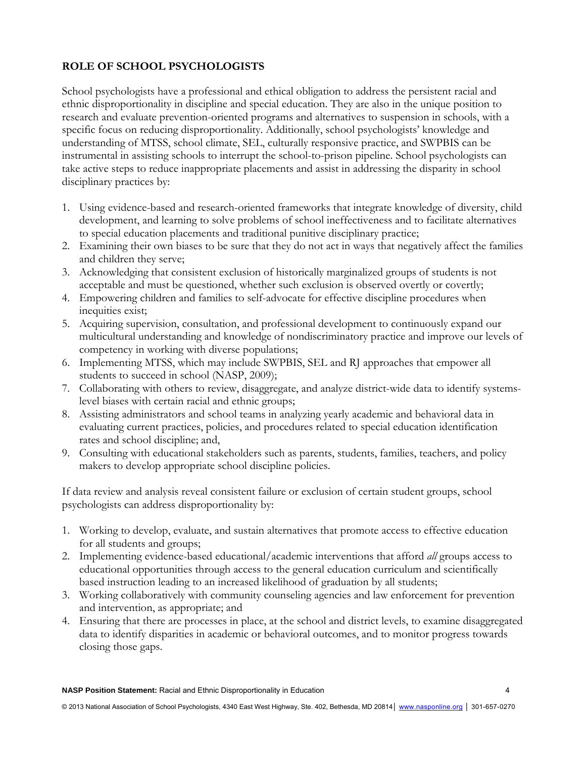## ROLE OF SCHOOL PSYCHOLOGISTS

School psychologists have a professional and ethical obligation to address the persistent racial and ethnic disproportionality in discipline and special education. They are also in the unique position to research and evaluate prevention-oriented programs and alternatives to suspension in schools, with a specific focus on reducing disproportionality. Additionally, school psychologists' knowledge and understanding of MTSS, school climate, SEL, culturally responsive practice, and SWPBIS can be instrumental in assisting schools to interrupt the school-to-prison pipeline. School psychologists can take active steps to reduce inappropriate placements and assist in addressing the disparity in school disciplinary practices by:

1. Using evidence-based and research-oriented frameworks that integrate knowledge of diversity, child development, and learning to solve problems of school ineffectiveness and to facilitate alternatives to special education placements and traditional punitive disciplinary practice;
2. Examining their own biases to be sure that they do not act in ways that negatively affect the families and children they serve;
3. Acknowledging that consistent exclusion of historically marginalized groups of students is not acceptable and must be questioned, whether such exclusion is observed overtly or covertly;
4. Empowering children and families to self-advocate for effective discipline procedures when inequities exist;
5. Acquiring supervision, consultation, and professional development to continuously expand our multicultural understanding and knowledge of nondiscriminatory practice and improve our levels of competency in working with diverse populations;
6. Implementing MTSS, which may include SWPBIS, SEL and RJ approaches that empower all students to succeed in school (NASP, 2009);
7. Collaborating with others to review, disaggregate, and analyze district-wide data to identify systems-level biases with certain racial and ethnic groups;
8. Assisting administrators and school teams in analyzing yearly academic and behavioral data in evaluating current practices, policies, and procedures related to special education identification rates and school discipline; and,
9. Consulting with educational stakeholders such as parents, students, families, teachers, and policy makers to develop appropriate school discipline policies.

If data review and analysis reveal consistent failure or exclusion of certain student groups, school psychologists can address disproportionality by:

1. Working to develop, evaluate, and sustain alternatives that promote access to effective education for all students and groups;
2. Implementing evidence-based educational/academic interventions that afford *all* groups access to educational opportunities through access to the general education curriculum and scientifically based instruction leading to an increased likelihood of graduation by all students;
3. Working collaboratively with community counseling agencies and law enforcement for prevention and intervention, as appropriate; and
4. Ensuring that there are processes in place, at the school and district levels, to examine disaggregated data to identify disparities in academic or behavioral outcomes, and to monitor progress towards closing those gaps.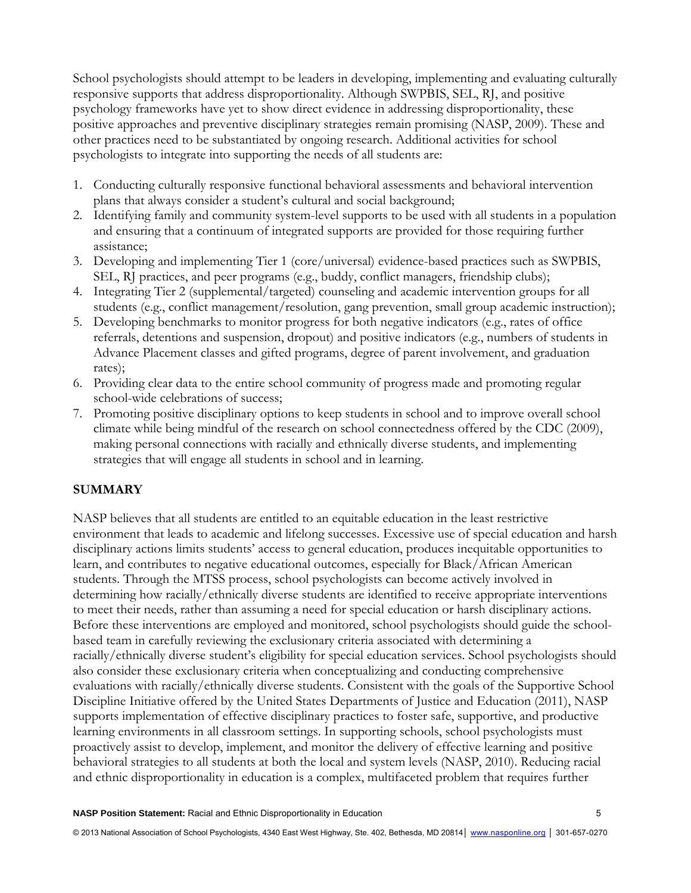School psychologists should attempt to be leaders in developing, implementing and evaluating culturally responsive supports that address disproportionality. Although SWPBIS, SEL, RJ, and positive psychology frameworks have yet to show direct evidence in addressing disproportionality, these positive approaches and preventive disciplinary strategies remain promising (NASP, 2009). These and other practices need to be substantiated by ongoing research. Additional activities for school psychologists to integrate into supporting the needs of all students are:

1. Conducting culturally responsive functional behavioral assessments and behavioral intervention plans that always consider a student's cultural and social background;
2. Identifying family and community system-level supports to be used with all students in a population and ensuring that a continuum of integrated supports are provided for those requiring further assistance;
3. Developing and implementing Tier 1 (core/universal) evidence-based practices such as SWPBIS, SEL, RJ practices, and peer programs (e.g., buddy, conflict managers, friendship clubs);
4. Integrating Tier 2 (supplemental/targeted) counseling and academic intervention groups for all students (e.g., conflict management/resolution, gang prevention, small group academic instruction);
5. Developing benchmarks to monitor progress for both negative indicators (e.g., rates of office referrals, detentions and suspension, dropout) and positive indicators (e.g., numbers of students in Advance Placement classes and gifted programs, degree of parent involvement, and graduation rates);
6. Providing clear data to the entire school community of progress made and promoting regular school-wide celebrations of success;
7. Promoting positive disciplinary options to keep students in school and to improve overall school climate while being mindful of the research on school connectedness offered by the CDC (2009), making personal connections with racially and ethnically diverse students, and implementing strategies that will engage all students in school and in learning.

## SUMMARY

NASP believes that all students are entitled to an equitable education in the least restrictive environment that leads to academic and lifelong successes. Excessive use of special education and harsh disciplinary actions limits students' access to general education, produces inequitable opportunities to learn, and contributes to negative educational outcomes, especially for Black/African American students. Through the MTSS process, school psychologists can become actively involved in determining how racially/ethnically diverse students are identified to receive appropriate interventions to meet their needs, rather than assuming a need for special education or harsh disciplinary actions. Before these interventions are employed and monitored, school psychologists should guide the school-based team in carefully reviewing the exclusionary criteria associated with determining a racially/ethnically diverse student's eligibility for special education services. School psychologists should also consider these exclusionary criteria when conceptualizing and conducting comprehensive evaluations with racially/ethnically diverse students. Consistent with the goals of the Supportive School Discipline Initiative offered by the United States Departments of Justice and Education (2011), NASP supports implementation of effective disciplinary practices to foster safe, supportive, and productive learning environments in all classroom settings. In supporting schools, school psychologists must proactively assist to develop, implement, and monitor the delivery of effective learning and positive behavioral strategies to all students at both the local and system levels (NASP, 2010). Reducing racial and ethnic disproportionality in education is a complex, multifaceted problem that requires further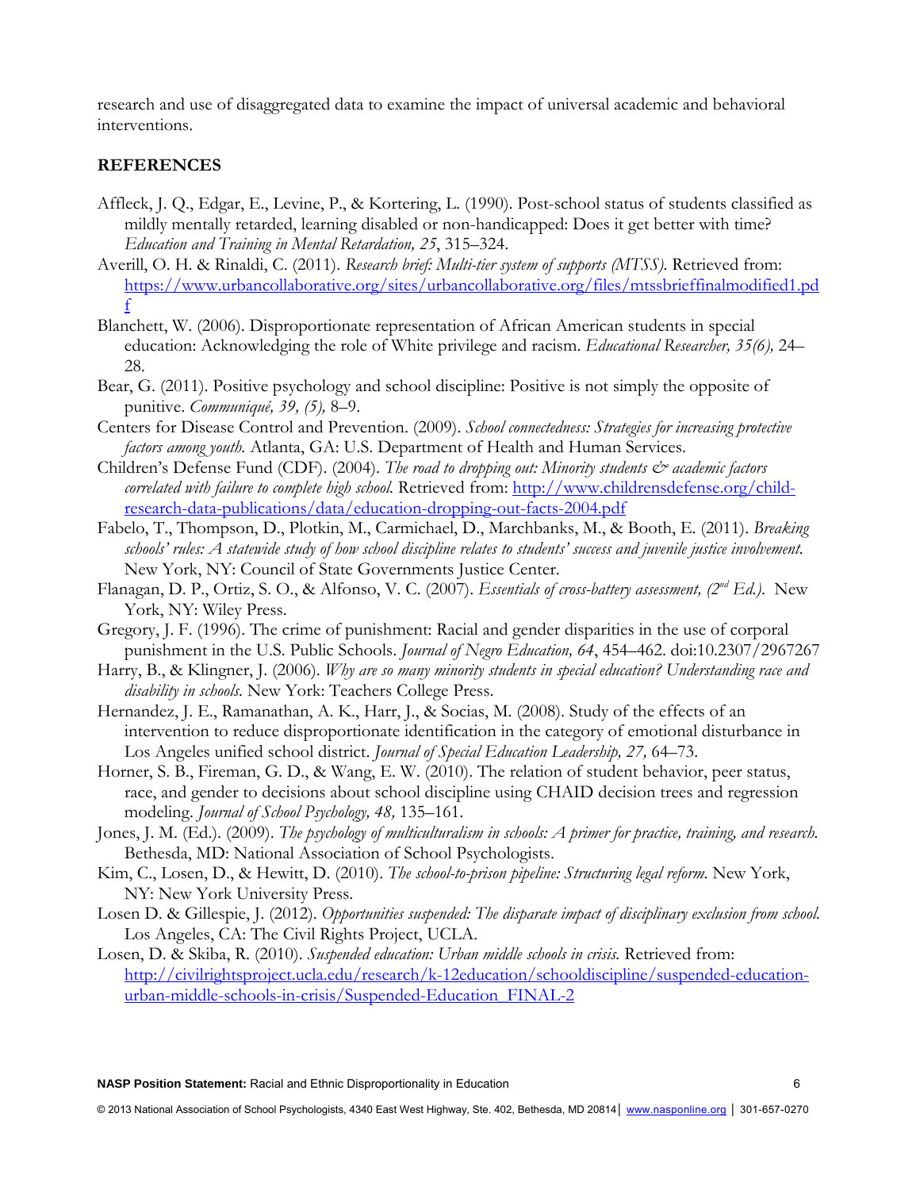research and use of disaggregated data to examine the impact of universal academic and behavioral interventions.

## REFERENCES

Affleck, J. Q., Edgar, E., Levine, P., & Kortering, L. (1990). Post-school status of students classified as mildly mentally retarded, learning disabled or non-handicapped: Does it get better with time? *Education and Training in Mental Retardation, 25*, 315–324.

Averill, O. H. & Rinaldi, C. (2011). *Research brief: Multi-tier system of supports (MTSS).* Retrieved from: https://www.urbancollaborative.org/sites/urbancollaborative.org/files/mtssbrieffinalmodified1.pdf

Blanchett, W. (2006). Disproportionate representation of African American students in special education: Acknowledging the role of White privilege and racism. *Educational Researcher, 35(6),* 24–28.

Bear, G. (2011). Positive psychology and school discipline: Positive is not simply the opposite of punitive. *Communiqué, 39, (5),* 8–9.

Centers for Disease Control and Prevention. (2009). *School connectedness: Strategies for increasing protective factors among youth.* Atlanta, GA: U.S. Department of Health and Human Services.

Children's Defense Fund (CDF). (2004). *The road to dropping out: Minority students & academic factors correlated with failure to complete high school.* Retrieved from: http://www.childrensdefense.org/child-research-data-publications/data/education-dropping-out-facts-2004.pdf

Fabelo, T., Thompson, D., Plotkin, M., Carmichael, D., Marchbanks, M., & Booth, E. (2011). *Breaking schools' rules: A statewide study of how school discipline relates to students' success and juvenile justice involvement.* New York, NY: Council of State Governments Justice Center.

Flanagan, D. P., Ortiz, S. O., & Alfonso, V. C. (2007). *Essentials of cross-battery assessment, (2nd Ed.).* New York, NY: Wiley Press.

Gregory, J. F. (1996). The crime of punishment: Racial and gender disparities in the use of corporal punishment in the U.S. Public Schools. *Journal of Negro Education, 64*, 454–462. doi:10.2307/2967267

Harry, B., & Klingner, J. (2006). *Why are so many minority students in special education? Understanding race and disability in schools.* New York: Teachers College Press.

Hernandez, J. E., Ramanathan, A. K., Harr, J., & Socias, M. (2008). Study of the effects of an intervention to reduce disproportionate identification in the category of emotional disturbance in Los Angeles unified school district. *Journal of Special Education Leadership, 27,* 64–73.

Horner, S. B., Fireman, G. D., & Wang, E. W. (2010). The relation of student behavior, peer status, race, and gender to decisions about school discipline using CHAID decision trees and regression modeling. *Journal of School Psychology, 48,* 135–161.

Jones, J. M. (Ed.). (2009). *The psychology of multiculturalism in schools: A primer for practice, training, and research.* Bethesda, MD: National Association of School Psychologists.

Kim, C., Losen, D., & Hewitt, D. (2010). *The school-to-prison pipeline: Structuring legal reform.* New York, NY: New York University Press.

Losen D. & Gillespie, J. (2012). *Opportunities suspended: The disparate impact of disciplinary exclusion from school.* Los Angeles, CA: The Civil Rights Project, UCLA.

Losen, D. & Skiba, R. (2010). *Suspended education: Urban middle schools in crisis.* Retrieved from: http://civilrightsproject.ucla.edu/research/k-12education/schooldiscipline/suspended-education-urban-middle-schools-in-crisis/Suspended-Education_FINAL-2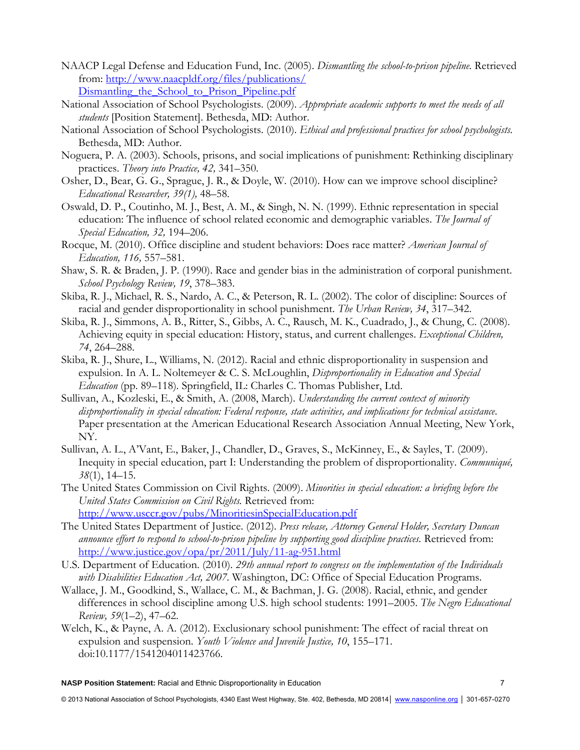NAACP Legal Defense and Education Fund, Inc. (2005). *Dismantling the school-to-prison pipeline.* Retrieved from: http://www.naacpldf.org/files/publications/Dismantling_the_School_to_Prison_Pipeline.pdf

National Association of School Psychologists. (2009). *Appropriate academic supports to meet the needs of all students* [Position Statement]. Bethesda, MD: Author.

National Association of School Psychologists. (2010). *Ethical and professional practices for school psychologists.* Bethesda, MD: Author.

Noguera, P. A. (2003). Schools, prisons, and social implications of punishment: Rethinking disciplinary practices. *Theory into Practice, 42,* 341–350.

Osher, D., Bear, G. G., Sprague, J. R., & Doyle, W. (2010). How can we improve school discipline? *Educational Researcher, 39(1),* 48–58.

Oswald, D. P., Coutinho, M. J., Best, A. M., & Singh, N. N. (1999). Ethnic representation in special education: The influence of school related economic and demographic variables. *The Journal of Special Education, 32,* 194–206.

Rocque, M. (2010). Office discipline and student behaviors: Does race matter? *American Journal of Education, 116,* 557–581.

Shaw, S. R. & Braden, J. P. (1990). Race and gender bias in the administration of corporal punishment. *School Psychology Review, 19*, 378–383.

Skiba, R. J., Michael, R. S., Nardo, A. C., & Peterson, R. L. (2002). The color of discipline: Sources of racial and gender disproportionality in school punishment. *The Urban Review, 34*, 317–342.

Skiba, R. J., Simmons, A. B., Ritter, S., Gibbs, A. C., Rausch, M. K., Cuadrado, J., & Chung, C. (2008). Achieving equity in special education: History, status, and current challenges. *Exceptional Children, 74*, 264–288.

Skiba, R. J., Shure, L., Williams, N. (2012). Racial and ethnic disproportionality in suspension and expulsion. In A. L. Noltemeyer & C. S. McLoughlin, *Disproportionality in Education and Special Education* (pp. 89–118). Springfield, IL: Charles C. Thomas Publisher, Ltd.

Sullivan, A., Kozleski, E., & Smith, A. (2008, March). *Understanding the current context of minority disproportionality in special education: Federal response, state activities, and implications for technical assistance.* Paper presentation at the American Educational Research Association Annual Meeting, New York, NY.

Sullivan, A. L., A'Vant, E., Baker, J., Chandler, D., Graves, S., McKinney, E., & Sayles, T. (2009). Inequity in special education, part I: Understanding the problem of disproportionality. *Communiqué, 38*(1), 14–15.

The United States Commission on Civil Rights. (2009). *Minorities in special education: a briefing before the United States Commission on Civil Rights.* Retrieved from: http://www.usccr.gov/pubs/MinoritiesinSpecialEducation.pdf

The United States Department of Justice. (2012). *Press release, Attorney General Holder, Secretary Duncan announce effort to respond to school-to-prison pipeline by supporting good discipline practices.* Retrieved from: http://www.justice.gov/opa/pr/2011/July/11-ag-951.html

U.S. Department of Education. (2010). *29th annual report to congress on the implementation of the Individuals with Disabilities Education Act, 2007.* Washington, DC: Office of Special Education Programs.

Wallace, J. M., Goodkind, S., Wallace, C. M., & Bachman, J. G. (2008). Racial, ethnic, and gender differences in school discipline among U.S. high school students: 1991–2005. *The Negro Educational Review, 59*(1–2), 47–62.

Welch, K., & Payne, A. A. (2012). Exclusionary school punishment: The effect of racial threat on expulsion and suspension. *Youth Violence and Juvenile Justice, 10*, 155–171. doi:10.1177/1541204011423766.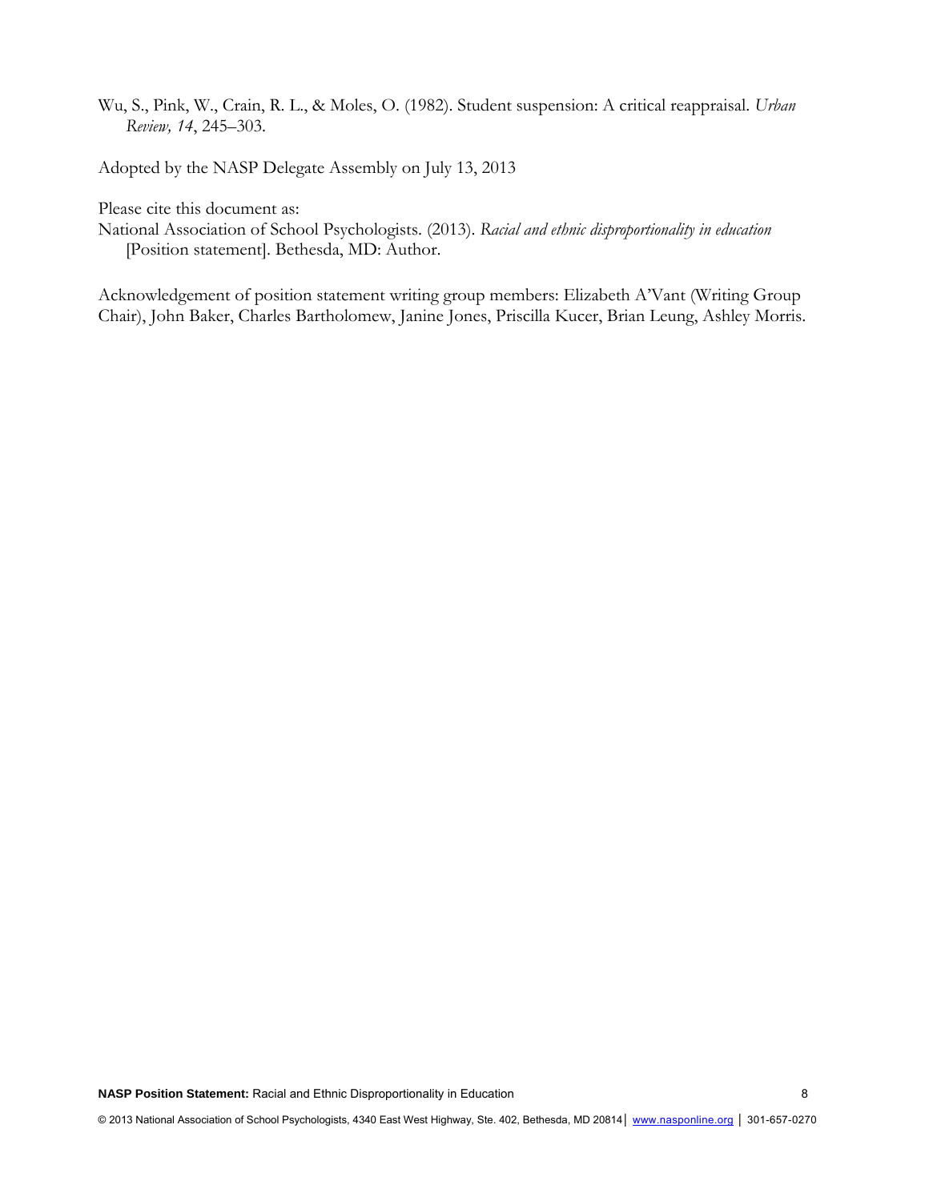Wu, S., Pink, W., Crain, R. L., & Moles, O. (1982). Student suspension: A critical reappraisal. *Urban Review, 14*, 245–303.

Adopted by the NASP Delegate Assembly on July 13, 2013

Please cite this document as:

National Association of School Psychologists. (2013). *Racial and ethnic disproportionality in education* [Position statement]. Bethesda, MD: Author.

Acknowledgement of position statement writing group members: Elizabeth A'Vant (Writing Group Chair), John Baker, Charles Bartholomew, Janine Jones, Priscilla Kucer, Brian Leung, Ashley Morris.